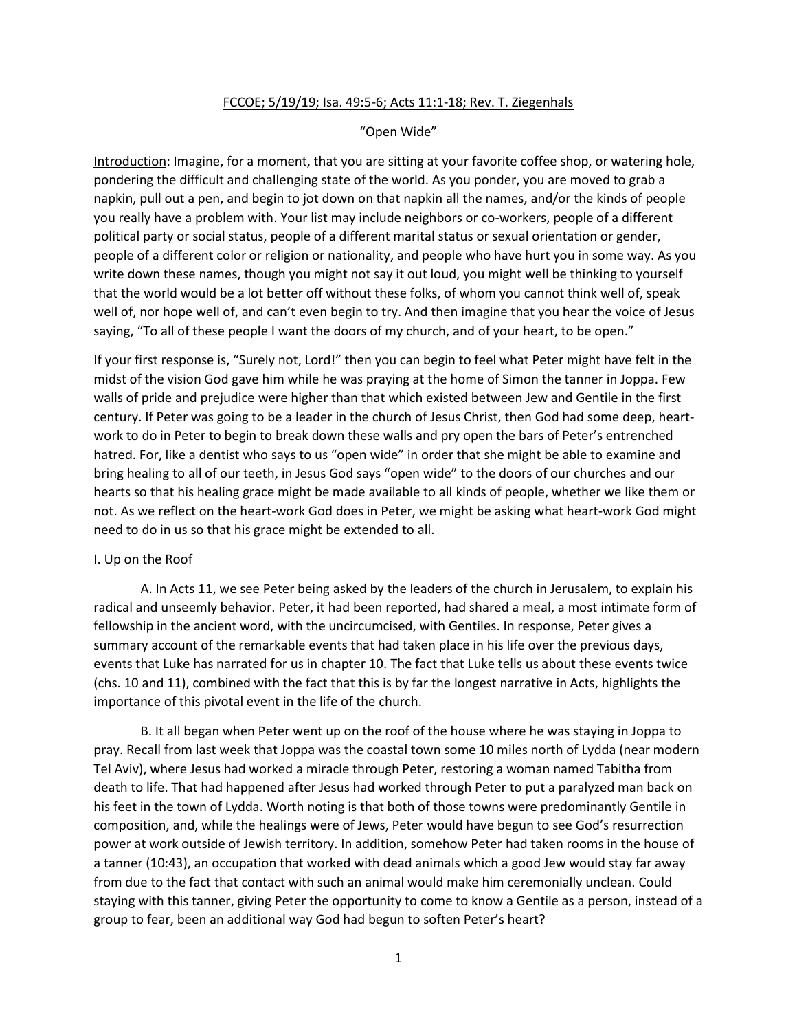<u>FCCOE; 5/19/19; Isa. 49:5-6; Acts 11:1-18; Rev. T. Ziegenhals</u>

"Open Wide"

<u>Introduction</u>: Imagine, for a moment, that you are sitting at your favorite coffee shop, or watering hole, pondering the difficult and challenging state of the world. As you ponder, you are moved to grab a napkin, pull out a pen, and begin to jot down on that napkin all the names, and/or the kinds of people you really have a problem with. Your list may include neighbors or co-workers, people of a different political party or social status, people of a different marital status or sexual orientation or gender, people of a different color or religion or nationality, and people who have hurt you in some way. As you write down these names, though you might not say it out loud, you might well be thinking to yourself that the world would be a lot better off without these folks, of whom you cannot think well of, speak well of, nor hope well of, and can't even begin to try. And then imagine that you hear the voice of Jesus saying, "To all of these people I want the doors of my church, and of your heart, to be open."

If your first response is, "Surely not, Lord!" then you can begin to feel what Peter might have felt in the midst of the vision God gave him while he was praying at the home of Simon the tanner in Joppa. Few walls of pride and prejudice were higher than that which existed between Jew and Gentile in the first century. If Peter was going to be a leader in the church of Jesus Christ, then God had some deep, heart-work to do in Peter to begin to break down these walls and pry open the bars of Peter's entrenched hatred. For, like a dentist who says to us "open wide" in order that she might be able to examine and bring healing to all of our teeth, in Jesus God says "open wide" to the doors of our churches and our hearts so that his healing grace might be made available to all kinds of people, whether we like them or not. As we reflect on the heart-work God does in Peter, we might be asking what heart-work God might need to do in us so that his grace might be extended to all.

## I. <u>Up on the Roof</u>

A. In Acts 11, we see Peter being asked by the leaders of the church in Jerusalem, to explain his radical and unseemly behavior. Peter, it had been reported, had shared a meal, a most intimate form of fellowship in the ancient word, with the uncircumcised, with Gentiles. In response, Peter gives a summary account of the remarkable events that had taken place in his life over the previous days, events that Luke has narrated for us in chapter 10. The fact that Luke tells us about these events twice (chs. 10 and 11), combined with the fact that this is by far the longest narrative in Acts, highlights the importance of this pivotal event in the life of the church.

B. It all began when Peter went up on the roof of the house where he was staying in Joppa to pray. Recall from last week that Joppa was the coastal town some 10 miles north of Lydda (near modern Tel Aviv), where Jesus had worked a miracle through Peter, restoring a woman named Tabitha from death to life. That had happened after Jesus had worked through Peter to put a paralyzed man back on his feet in the town of Lydda. Worth noting is that both of those towns were predominantly Gentile in composition, and, while the healings were of Jews, Peter would have begun to see God's resurrection power at work outside of Jewish territory. In addition, somehow Peter had taken rooms in the house of a tanner (10:43), an occupation that worked with dead animals which a good Jew would stay far away from due to the fact that contact with such an animal would make him ceremonially unclean. Could staying with this tanner, giving Peter the opportunity to come to know a Gentile as a person, instead of a group to fear, been an additional way God had begun to soften Peter's heart?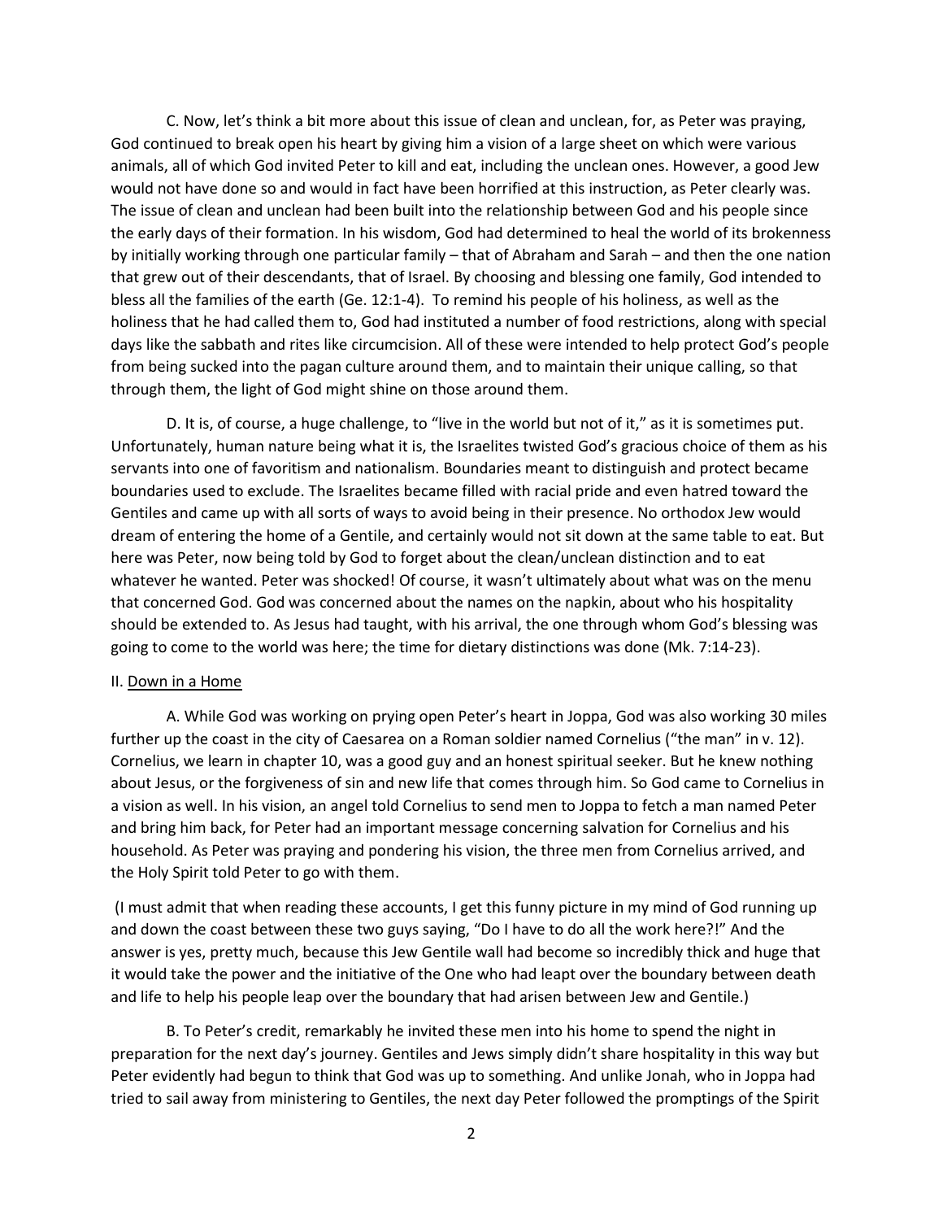C. Now, let's think a bit more about this issue of clean and unclean, for, as Peter was praying, God continued to break open his heart by giving him a vision of a large sheet on which were various animals, all of which God invited Peter to kill and eat, including the unclean ones. However, a good Jew would not have done so and would in fact have been horrified at this instruction, as Peter clearly was. The issue of clean and unclean had been built into the relationship between God and his people since the early days of their formation. In his wisdom, God had determined to heal the world of its brokenness by initially working through one particular family – that of Abraham and Sarah – and then the one nation that grew out of their descendants, that of Israel. By choosing and blessing one family, God intended to bless all the families of the earth (Ge. 12:1-4). To remind his people of his holiness, as well as the holiness that he had called them to, God had instituted a number of food restrictions, along with special days like the sabbath and rites like circumcision. All of these were intended to help protect God's people from being sucked into the pagan culture around them, and to maintain their unique calling, so that through them, the light of God might shine on those around them.

D. It is, of course, a huge challenge, to "live in the world but not of it," as it is sometimes put. Unfortunately, human nature being what it is, the Israelites twisted God's gracious choice of them as his servants into one of favoritism and nationalism. Boundaries meant to distinguish and protect became boundaries used to exclude. The Israelites became filled with racial pride and even hatred toward the Gentiles and came up with all sorts of ways to avoid being in their presence. No orthodox Jew would dream of entering the home of a Gentile, and certainly would not sit down at the same table to eat. But here was Peter, now being told by God to forget about the clean/unclean distinction and to eat whatever he wanted. Peter was shocked! Of course, it wasn't ultimately about what was on the menu that concerned God. God was concerned about the names on the napkin, about who his hospitality should be extended to. As Jesus had taught, with his arrival, the one through whom God's blessing was going to come to the world was here; the time for dietary distinctions was done (Mk. 7:14-23).

II. <u>Down in a Home</u>

A. While God was working on prying open Peter's heart in Joppa, God was also working 30 miles further up the coast in the city of Caesarea on a Roman soldier named Cornelius ("the man" in v. 12). Cornelius, we learn in chapter 10, was a good guy and an honest spiritual seeker. But he knew nothing about Jesus, or the forgiveness of sin and new life that comes through him. So God came to Cornelius in a vision as well. In his vision, an angel told Cornelius to send men to Joppa to fetch a man named Peter and bring him back, for Peter had an important message concerning salvation for Cornelius and his household. As Peter was praying and pondering his vision, the three men from Cornelius arrived, and the Holy Spirit told Peter to go with them.

(I must admit that when reading these accounts, I get this funny picture in my mind of God running up and down the coast between these two guys saying, "Do I have to do all the work here?!" And the answer is yes, pretty much, because this Jew Gentile wall had become so incredibly thick and huge that it would take the power and the initiative of the One who had leapt over the boundary between death and life to help his people leap over the boundary that had arisen between Jew and Gentile.)

B. To Peter's credit, remarkably he invited these men into his home to spend the night in preparation for the next day's journey. Gentiles and Jews simply didn't share hospitality in this way but Peter evidently had begun to think that God was up to something. And unlike Jonah, who in Joppa had tried to sail away from ministering to Gentiles, the next day Peter followed the promptings of the Spirit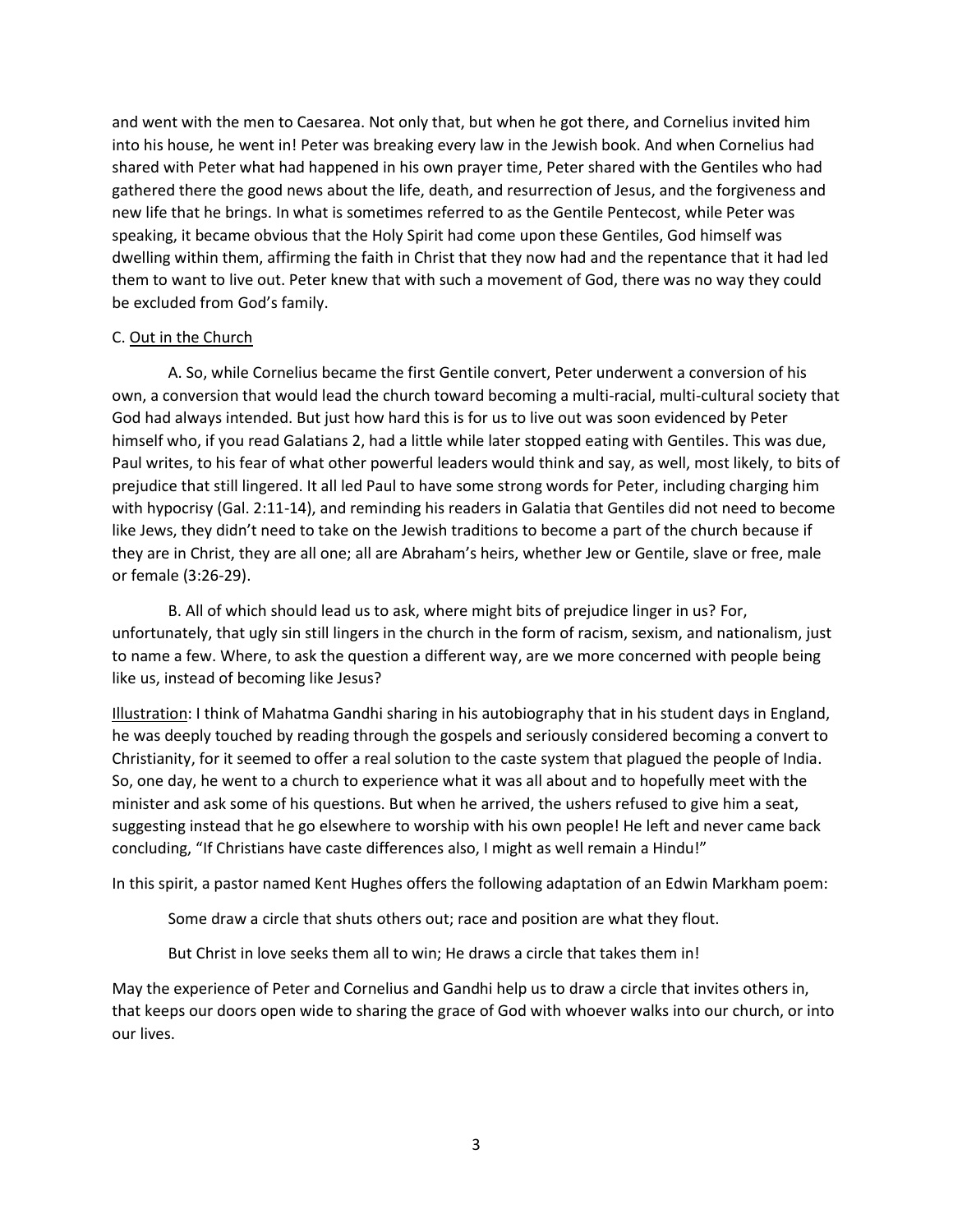and went with the men to Caesarea. Not only that, but when he got there, and Cornelius invited him into his house, he went in! Peter was breaking every law in the Jewish book. And when Cornelius had shared with Peter what had happened in his own prayer time, Peter shared with the Gentiles who had gathered there the good news about the life, death, and resurrection of Jesus, and the forgiveness and new life that he brings. In what is sometimes referred to as the Gentile Pentecost, while Peter was speaking, it became obvious that the Holy Spirit had come upon these Gentiles, God himself was dwelling within them, affirming the faith in Christ that they now had and the repentance that it had led them to want to live out. Peter knew that with such a movement of God, there was no way they could be excluded from God's family.

C. Out in the Church

A. So, while Cornelius became the first Gentile convert, Peter underwent a conversion of his own, a conversion that would lead the church toward becoming a multi-racial, multi-cultural society that God had always intended. But just how hard this is for us to live out was soon evidenced by Peter himself who, if you read Galatians 2, had a little while later stopped eating with Gentiles. This was due, Paul writes, to his fear of what other powerful leaders would think and say, as well, most likely, to bits of prejudice that still lingered. It all led Paul to have some strong words for Peter, including charging him with hypocrisy (Gal. 2:11-14), and reminding his readers in Galatia that Gentiles did not need to become like Jews, they didn't need to take on the Jewish traditions to become a part of the church because if they are in Christ, they are all one; all are Abraham's heirs, whether Jew or Gentile, slave or free, male or female (3:26-29).

B. All of which should lead us to ask, where might bits of prejudice linger in us? For, unfortunately, that ugly sin still lingers in the church in the form of racism, sexism, and nationalism, just to name a few. Where, to ask the question a different way, are we more concerned with people being like us, instead of becoming like Jesus?

Illustration: I think of Mahatma Gandhi sharing in his autobiography that in his student days in England, he was deeply touched by reading through the gospels and seriously considered becoming a convert to Christianity, for it seemed to offer a real solution to the caste system that plagued the people of India. So, one day, he went to a church to experience what it was all about and to hopefully meet with the minister and ask some of his questions. But when he arrived, the ushers refused to give him a seat, suggesting instead that he go elsewhere to worship with his own people! He left and never came back concluding, "If Christians have caste differences also, I might as well remain a Hindu!"

In this spirit, a pastor named Kent Hughes offers the following adaptation of an Edwin Markham poem:

> Some draw a circle that shuts others out; race and position are what they flout.
>
> But Christ in love seeks them all to win; He draws a circle that takes them in!

May the experience of Peter and Cornelius and Gandhi help us to draw a circle that invites others in, that keeps our doors open wide to sharing the grace of God with whoever walks into our church, or into our lives.